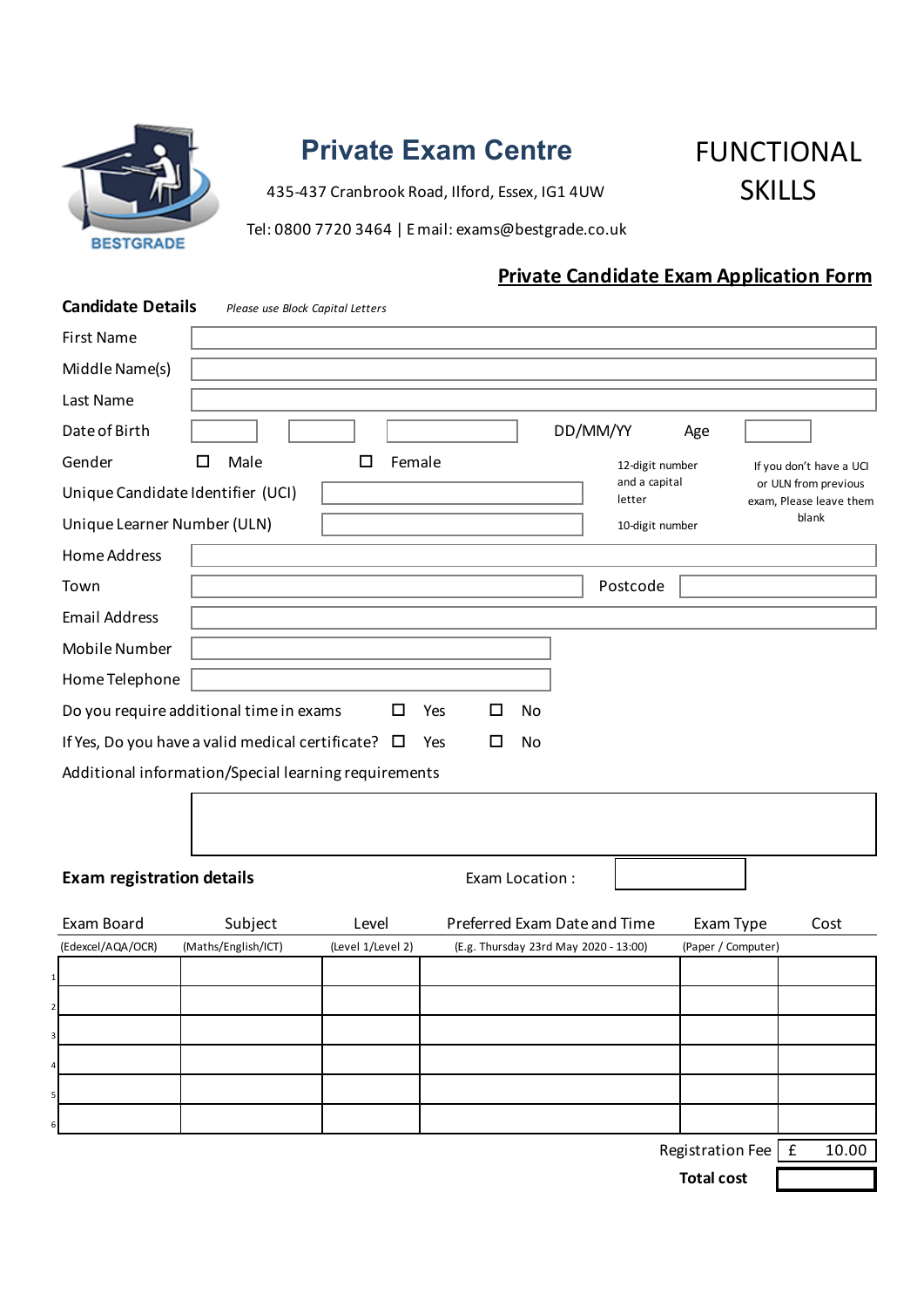BESTGRADE

# Private Exam Centre

435-437 Cranbrook Road, Ilford, Essex, IG1 4UW

Tel: 0800 7720 3464 | E mail: exams@bestgrade.co.uk

# FUNCTIONAL SKILLS

## Private Candidate Exam Application Form

**Candidate Details** *Please use Block Capital Letters*

First Name

Middle Name(s)

Last Name

Date of Birth DD/MM/YY Age

Gender ☐ Male ☐ Female

Unique Candidate Identifier (UCI) — 12-digit number and a capital letter

Unique Learner Number (ULN) — 10-digit number

If you don't have a UCI or ULN from previous exam, Please leave them blank

Home Address

Town Postcode

Email Address

Mobile Number

Home Telephone

Do you require additional time in exams ☐ Yes ☐ No

If Yes, Do you have a valid medical certificate? ☐ Yes ☐ No

Additional information/Special learning requirements

**Exam registration details** Exam Location :

| | Exam Board (Edexcel/AQA/OCR) | Subject (Maths/English/ICT) | Level (Level 1/Level 2) | Preferred Exam Date and Time (E.g. Thursday 23rd May 2020 - 13:00) | Exam Type (Paper / Computer) | Cost |
|---|---|---|---|---|---|---|
| 1 | | | | | | |
| 2 | | | | | | |
| 3 | | | | | | |
| 4 | | | | | | |
| 5 | | | | | | |
| 6 | | | | | | |

Registration Fee £ 10.00

**Total cost**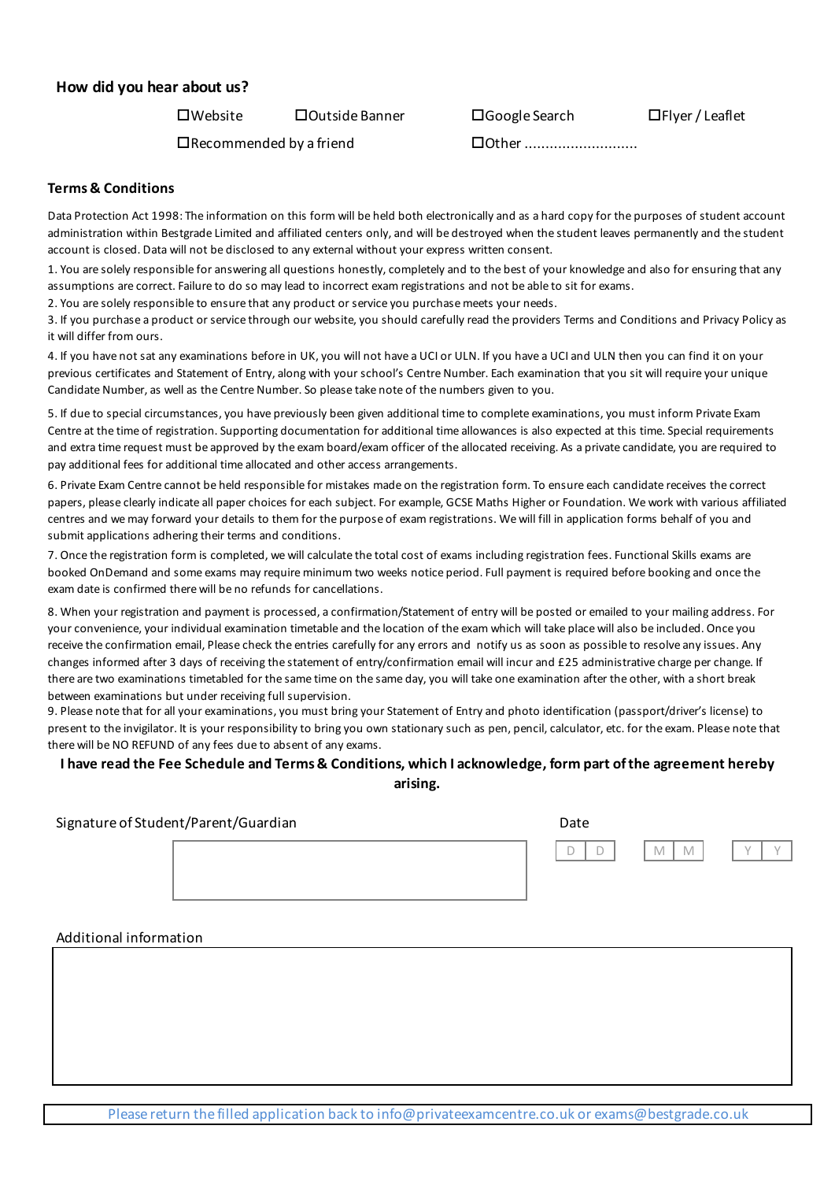**How did you hear about us?**

☐Website ☐Outside Banner ☐Google Search ☐Flyer / Leaflet

☐Recommended by a friend ☐Other ...........................

**Terms & Conditions**

Data Protection Act 1998: The information on this form will be held both electronically and as a hard copy for the purposes of student account administration within Bestgrade Limited and affiliated centers only, and will be destroyed when the student leaves permanently and the student account is closed. Data will not be disclosed to any external without your express written consent.

1. You are solely responsible for answering all questions honestly, completely and to the best of your knowledge and also for ensuring that any assumptions are correct. Failure to do so may lead to incorrect exam registrations and not be able to sit for exams.
2. You are solely responsible to ensure that any product or service you purchase meets your needs.
3. If you purchase a product or service through our website, you should carefully read the providers Terms and Conditions and Privacy Policy as it will differ from ours.
4. If you have not sat any examinations before in UK, you will not have a UCI or ULN. If you have a UCI and ULN then you can find it on your previous certificates and Statement of Entry, along with your school's Centre Number. Each examination that you sit will require your unique Candidate Number, as well as the Centre Number. So please take note of the numbers given to you.
5. If due to special circumstances, you have previously been given additional time to complete examinations, you must inform Private Exam Centre at the time of registration. Supporting documentation for additional time allowances is also expected at this time. Special requirements and extra time request must be approved by the exam board/exam officer of the allocated receiving. As a private candidate, you are required to pay additional fees for additional time allocated and other access arrangements.
6. Private Exam Centre cannot be held responsible for mistakes made on the registration form. To ensure each candidate receives the correct papers, please clearly indicate all paper choices for each subject. For example, GCSE Maths Higher or Foundation. We work with various affiliated centres and we may forward your details to them for the purpose of exam registrations. We will fill in application forms behalf of you and submit applications adhering their terms and conditions.
7. Once the registration form is completed, we will calculate the total cost of exams including registration fees. Functional Skills exams are booked OnDemand and some exams may require minimum two weeks notice period. Full payment is required before booking and once the exam date is confirmed there will be no refunds for cancellations.
8. When your registration and payment is processed, a confirmation/Statement of entry will be posted or emailed to your mailing address. For your convenience, your individual examination timetable and the location of the exam which will take place will also be included. Once you receive the confirmation email, Please check the entries carefully for any errors and notify us as soon as possible to resolve any issues. Any changes informed after 3 days of receiving the statement of entry/confirmation email will incur and £25 administrative charge per change. If there are two examinations timetabled for the same time on the same day, you will take one examination after the other, with a short break between examinations but under receiving full supervision.
9. Please note that for all your examinations, you must bring your Statement of Entry and photo identification (passport/driver's license) to present to the invigilator. It is your responsibility to bring you own stationary such as pen, pencil, calculator, etc. for the exam. Please note that there will be NO REFUND of any fees due to absent of any exams.

**I have read the Fee Schedule and Terms & Conditions, which I acknowledge, form part of the agreement hereby arising.**

Signature of Student/Parent/Guardian

Date

D D / M M / Y Y

Additional information

Please return the filled application back to info@privateexamcentre.co.uk or exams@bestgrade.co.uk